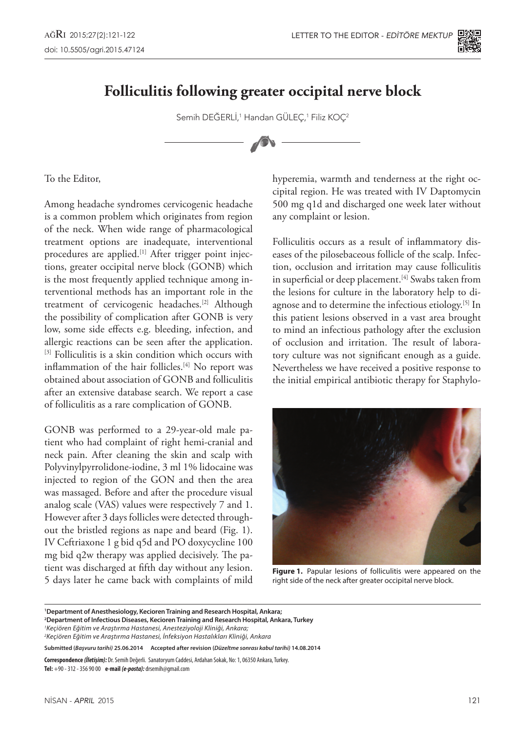# Folliculitis following greater occipital nerve block

Semih DEĞERLİ,[1] Handan GÜLEÇ,[1] Filiz KOÇ[2]

To the Editor,

Among headache syndromes cervicogenic headache is a common problem which originates from region of the neck. When wide range of pharmacological treatment options are inadequate, interventional procedures are applied.[1] After trigger point injections, greater occipital nerve block (GONB) which is the most frequently applied technique among interventional methods has an important role in the treatment of cervicogenic headaches.[2] Although the possibility of complication after GONB is very low, some side effects e.g. bleeding, infection, and allergic reactions can be seen after the application.[3] Folliculitis is a skin condition which occurs with inflammation of the hair follicles.[4] No report was obtained about association of GONB and folliculitis after an extensive database search. We report a case of folliculitis as a rare complication of GONB.

GONB was performed to a 29-year-old male patient who had complaint of right hemi-cranial and neck pain. After cleaning the skin and scalp with Polyvinylpyrrolidone-iodine, 3 ml 1% lidocaine was injected to region of the GON and then the area was massaged. Before and after the procedure visual analog scale (VAS) values were respectively 7 and 1. However after 3 days follicles were detected throughout the bristled regions as nape and beard (Fig. 1). IV Ceftriaxone 1 g bid q5d and PO doxycycline 100 mg bid q2w therapy was applied decisively. The patient was discharged at fifth day without any lesion. 5 days later he came back with complaints of mild hyperemia, warmth and tenderness at the right occipital region. He was treated with IV Daptomycin 500 mg q1d and discharged one week later without any complaint or lesion.

Folliculitis occurs as a result of inflammatory diseases of the pilosebaceous follicle of the scalp. Infection, occlusion and irritation may cause folliculitis in superficial or deep placement.[4] Swabs taken from the lesions for culture in the laboratory help to diagnose and to determine the infectious etiology.[5] In this patient lesions observed in a vast area brought to mind an infectious pathology after the exclusion of occlusion and irritation. The result of laboratory culture was not significant enough as a guide. Nevertheless we have received a positive response to the initial empirical antibiotic therapy for Staphylo-

**Figure 1.** Papular lesions of folliculitis were appeared on the right side of the neck after greater occipital nerve block.

[1]**Department of Anesthesiology, Kecioren Training and Research Hospital, Ankara;**
[2]**Department of Infectious Diseases, Kecioren Training and Research Hospital, Ankara, Turkey**
[1]*Keçiören Eğitim ve Araştırma Hastanesi, Anesteziyoloji Kliniği, Ankara;*
[2]*Keçiören Eğitim ve Araştırma Hastanesi, İnfeksiyon Hastalıkları Kliniği, Ankara*

**Submitted (*Başvuru tarihi*) 25.06.2014 Accepted after revision (*Düzeltme sonrası kabul tarihi*) 14.08.2014**

**Correspondence (*İletişim*):** Dr. Semih Değerli. Sanatoryum Caddesi, Ardahan Sokak, No: 1, 06350 Ankara, Turkey.
**Tel:** +90 - 312 - 356 90 00 **e-mail (*e-posta*):** drsemih@gmail.com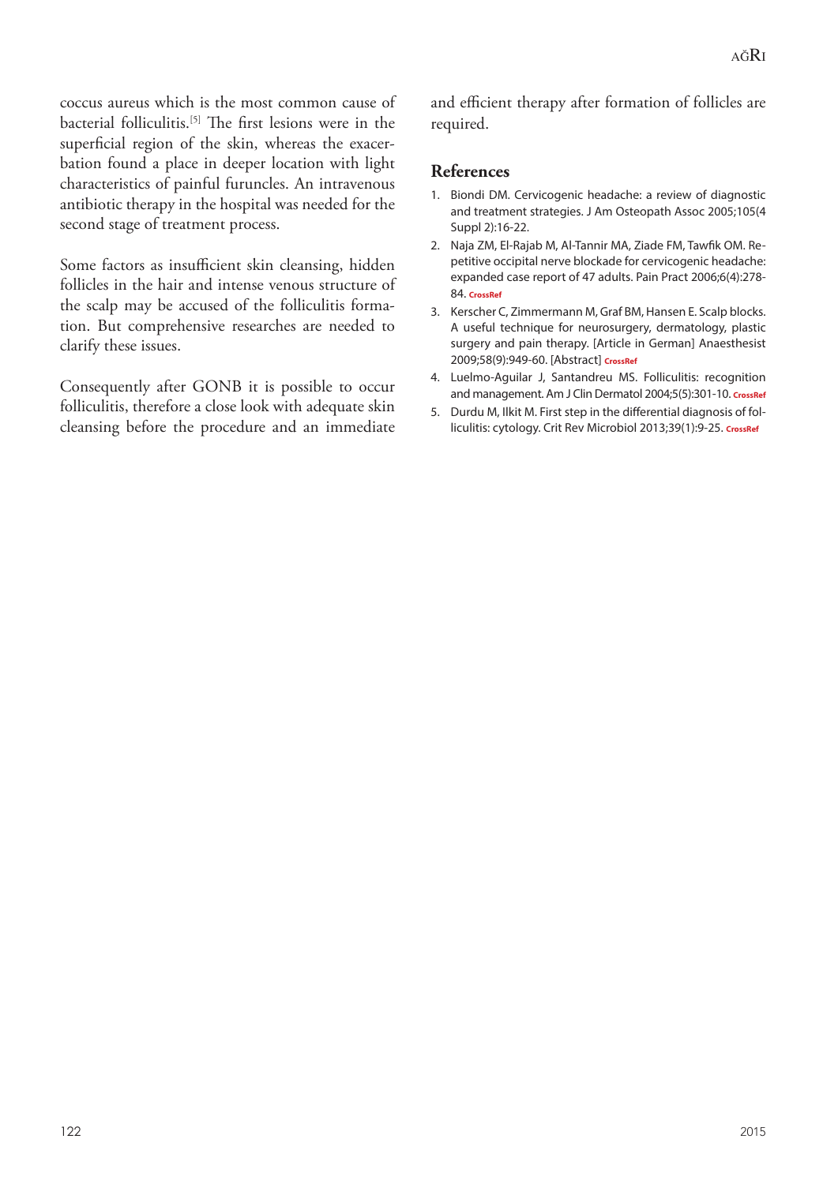coccus aureus which is the most common cause of bacterial folliculitis.[5] The first lesions were in the superficial region of the skin, whereas the exacerbation found a place in deeper location with light characteristics of painful furuncles. An intravenous antibiotic therapy in the hospital was needed for the second stage of treatment process.

Some factors as insufficient skin cleansing, hidden follicles in the hair and intense venous structure of the scalp may be accused of the folliculitis formation. But comprehensive researches are needed to clarify these issues.

Consequently after GONB it is possible to occur folliculitis, therefore a close look with adequate skin cleansing before the procedure and an immediate and efficient therapy after formation of follicles are required.

## References

1. Biondi DM. Cervicogenic headache: a review of diagnostic and treatment strategies. J Am Osteopath Assoc 2005;105(4 Suppl 2):16-22.
2. Naja ZM, El-Rajab M, Al-Tannir MA, Ziade FM, Tawfik OM. Repetitive occipital nerve blockade for cervicogenic headache: expanded case report of 47 adults. Pain Pract 2006;6(4):278-84. CrossRef
3. Kerscher C, Zimmermann M, Graf BM, Hansen E. Scalp blocks. A useful technique for neurosurgery, dermatology, plastic surgery and pain therapy. [Article in German] Anaesthesist 2009;58(9):949-60. [Abstract] CrossRef
4. Luelmo-Aguilar J, Santandreu MS. Folliculitis: recognition and management. Am J Clin Dermatol 2004;5(5):301-10. CrossRef
5. Durdu M, Ilkit M. First step in the differential diagnosis of folliculitis: cytology. Crit Rev Microbiol 2013;39(1):9-25. CrossRef